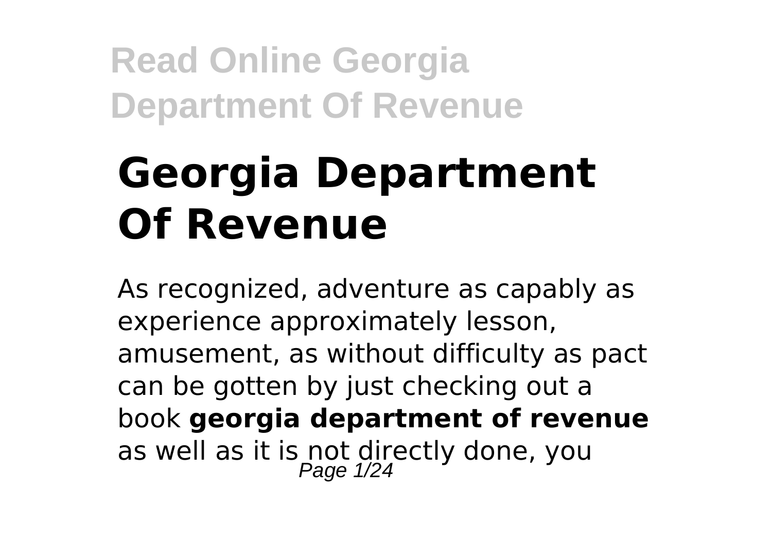# Georgia Department Of Revenue

As recognized, adventure as capably as experience approximately lesson, amusement, as without difficulty as pact can be gotten by just checking out a book **georgia department of revenue** as well as it is not directly done, you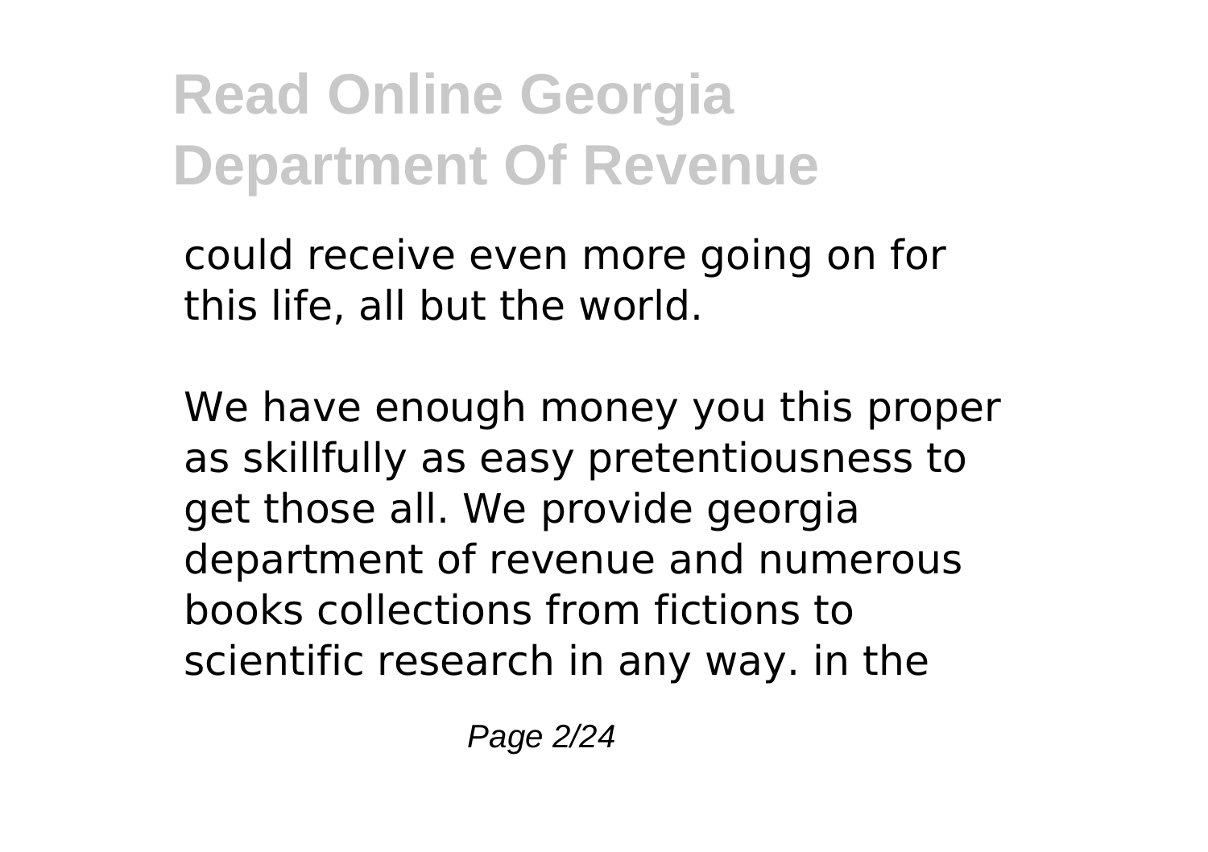could receive even more going on for this life, all but the world.

We have enough money you this proper as skillfully as easy pretentiousness to get those all. We provide georgia department of revenue and numerous books collections from fictions to scientific research in any way. in the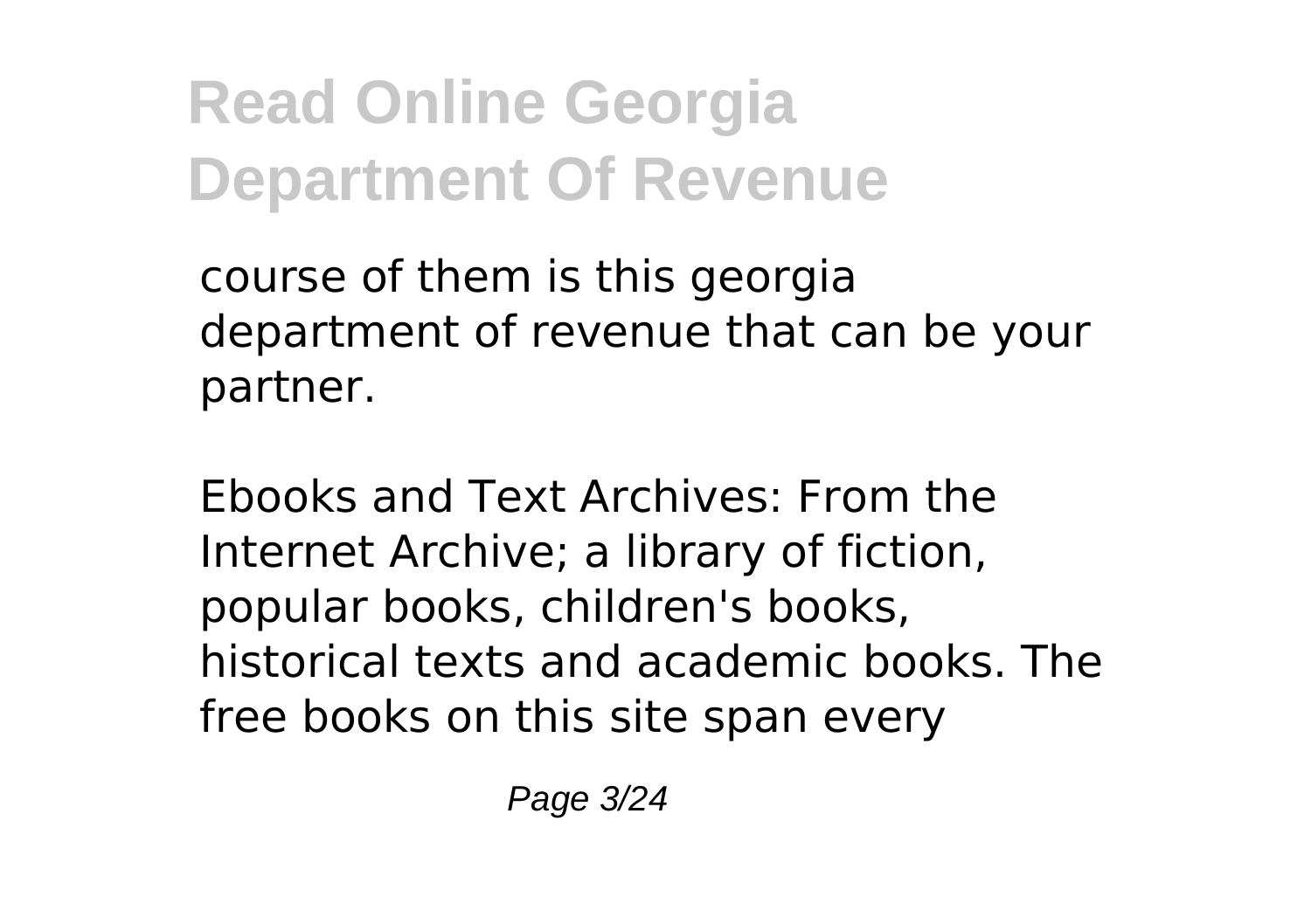course of them is this georgia department of revenue that can be your partner.

Ebooks and Text Archives: From the Internet Archive; a library of fiction, popular books, children's books, historical texts and academic books. The free books on this site span every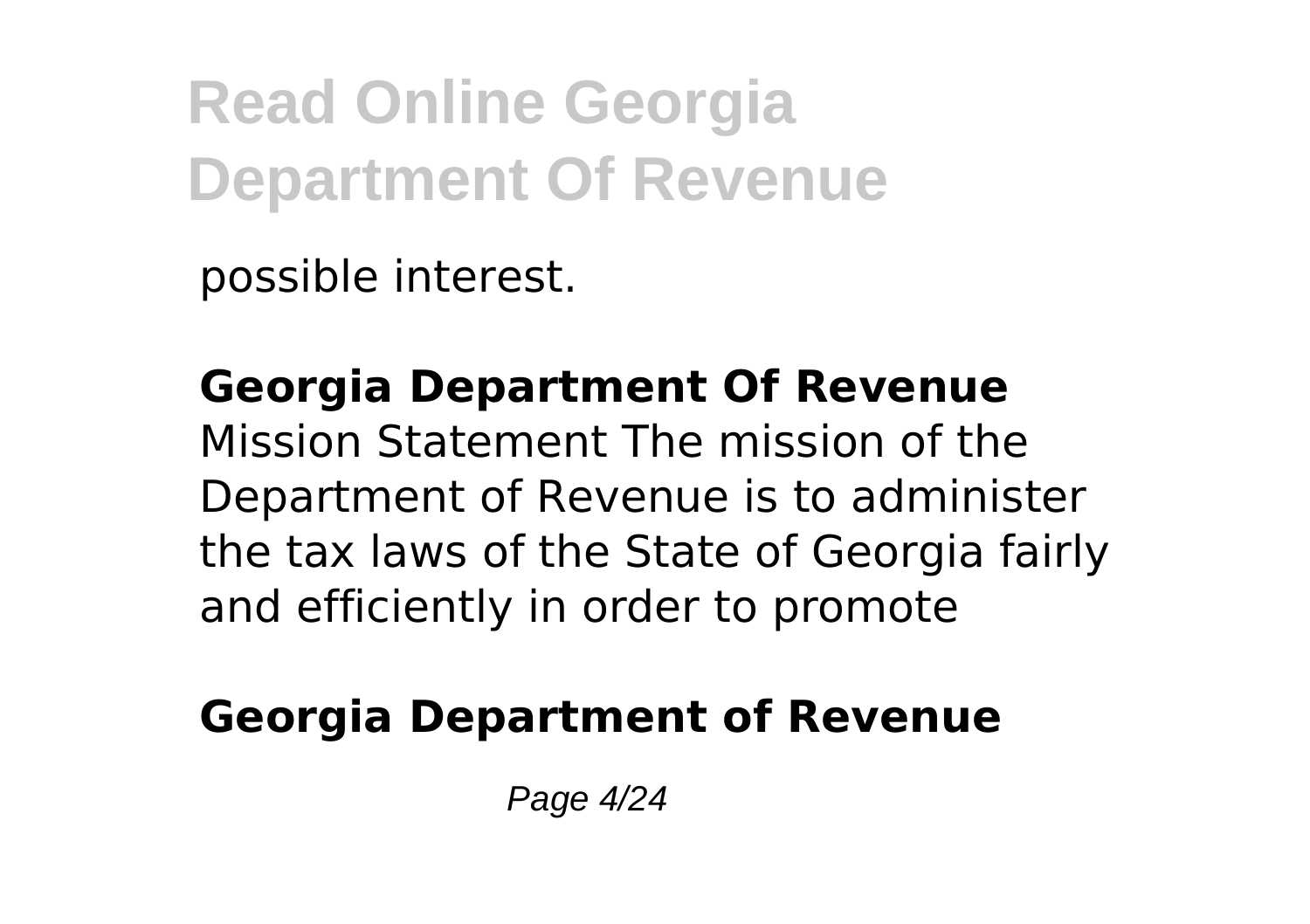possible interest.

**Georgia Department Of Revenue**
Mission Statement The mission of the Department of Revenue is to administer the tax laws of the State of Georgia fairly and efficiently in order to promote

**Georgia Department of Revenue**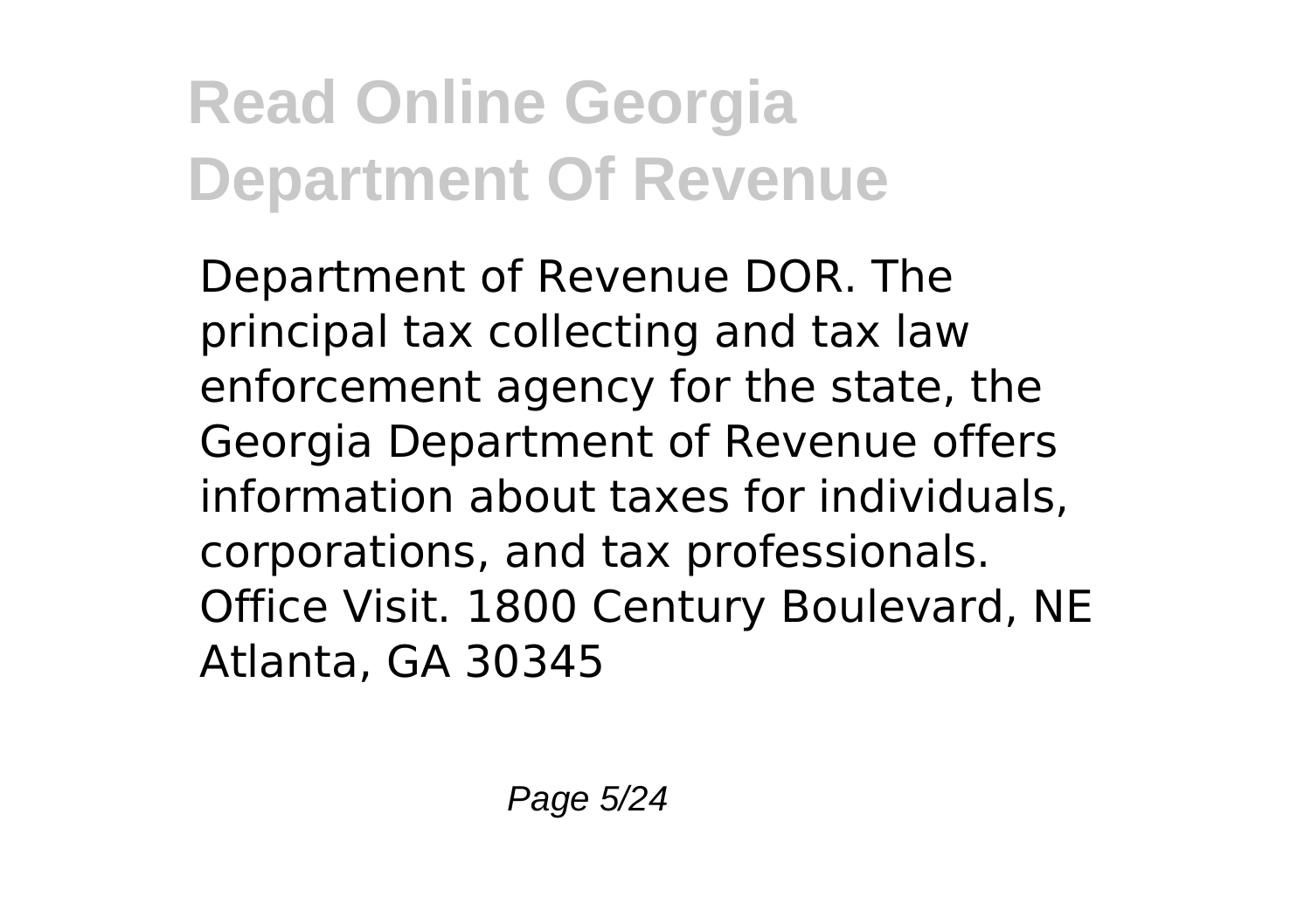Department of Revenue DOR. The principal tax collecting and tax law enforcement agency for the state, the Georgia Department of Revenue offers information about taxes for individuals, corporations, and tax professionals. Office Visit. 1800 Century Boulevard, NE Atlanta, GA 30345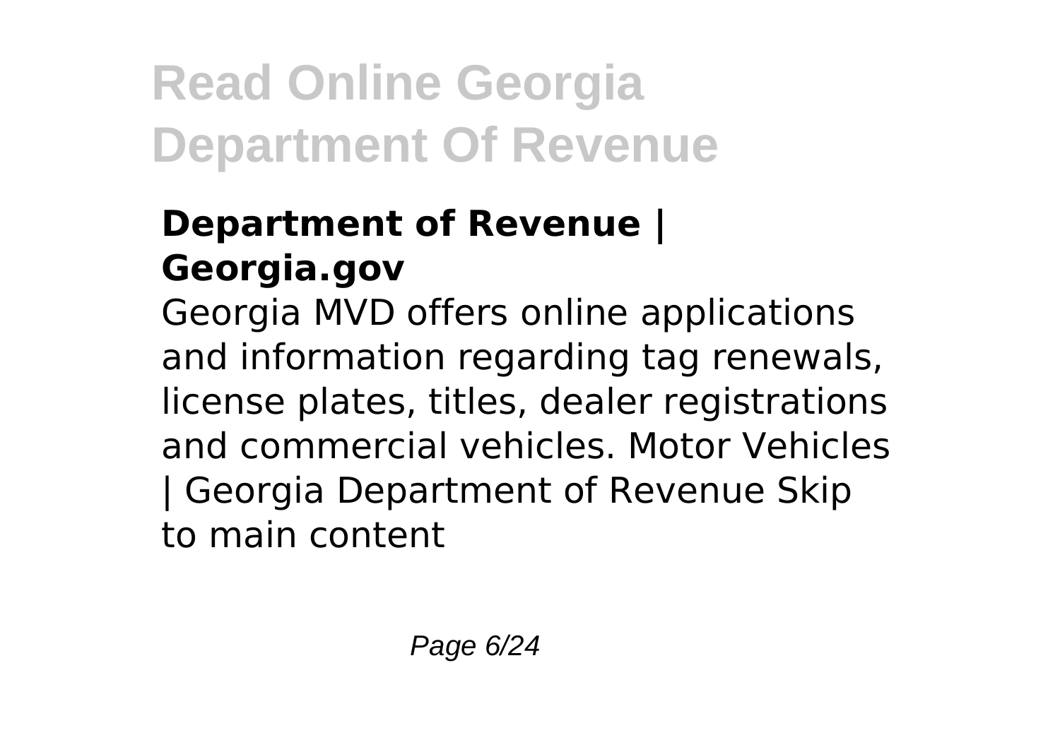### Department of Revenue | Georgia.gov

Georgia MVD offers online applications and information regarding tag renewals, license plates, titles, dealer registrations and commercial vehicles. Motor Vehicles | Georgia Department of Revenue Skip to main content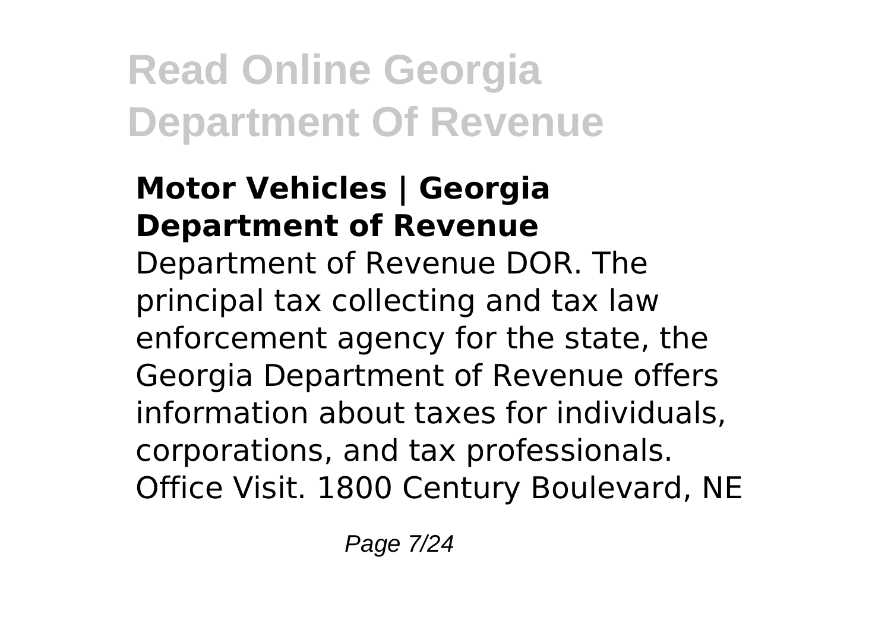### Motor Vehicles | Georgia Department of Revenue

Department of Revenue DOR. The principal tax collecting and tax law enforcement agency for the state, the Georgia Department of Revenue offers information about taxes for individuals, corporations, and tax professionals. Office Visit. 1800 Century Boulevard, NE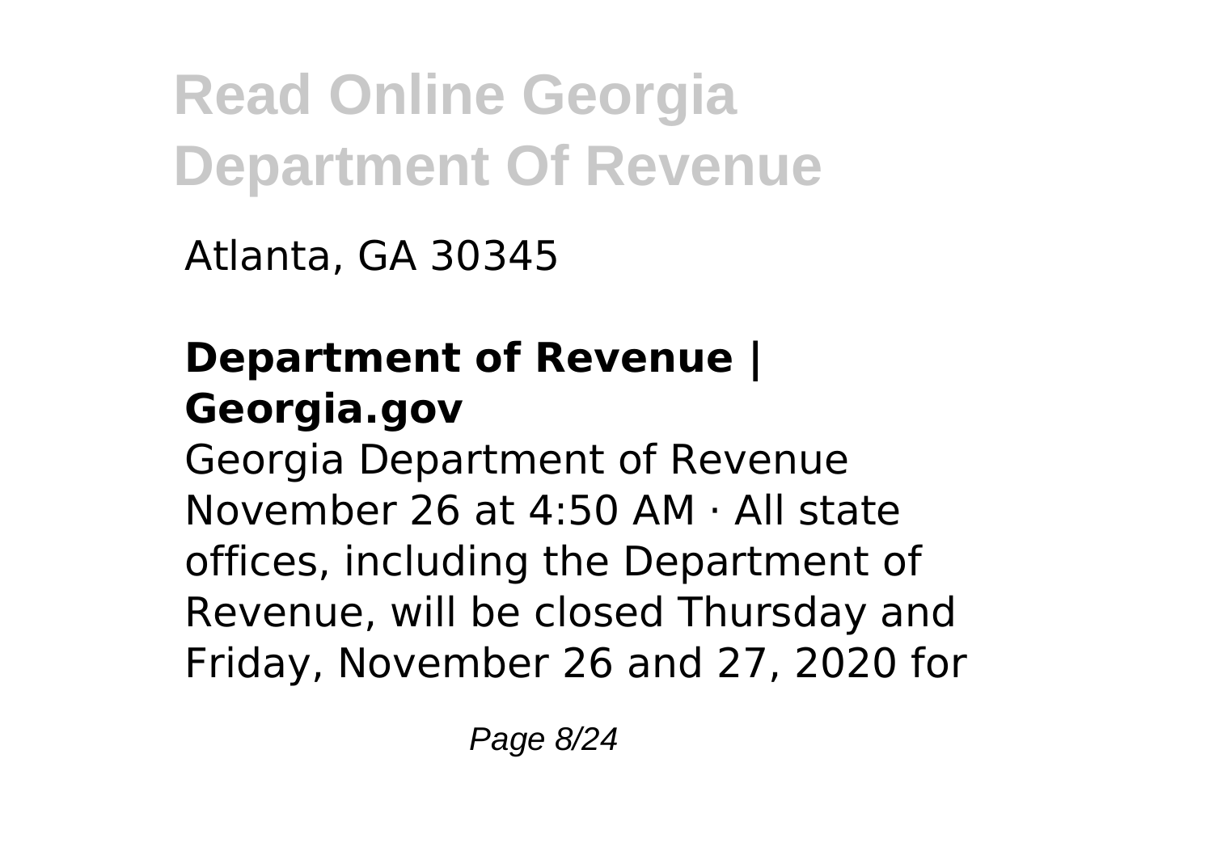Atlanta, GA 30345

**Department of Revenue | Georgia.gov**

Georgia Department of Revenue November 26 at 4:50 AM · All state offices, including the Department of Revenue, will be closed Thursday and Friday, November 26 and 27, 2020 for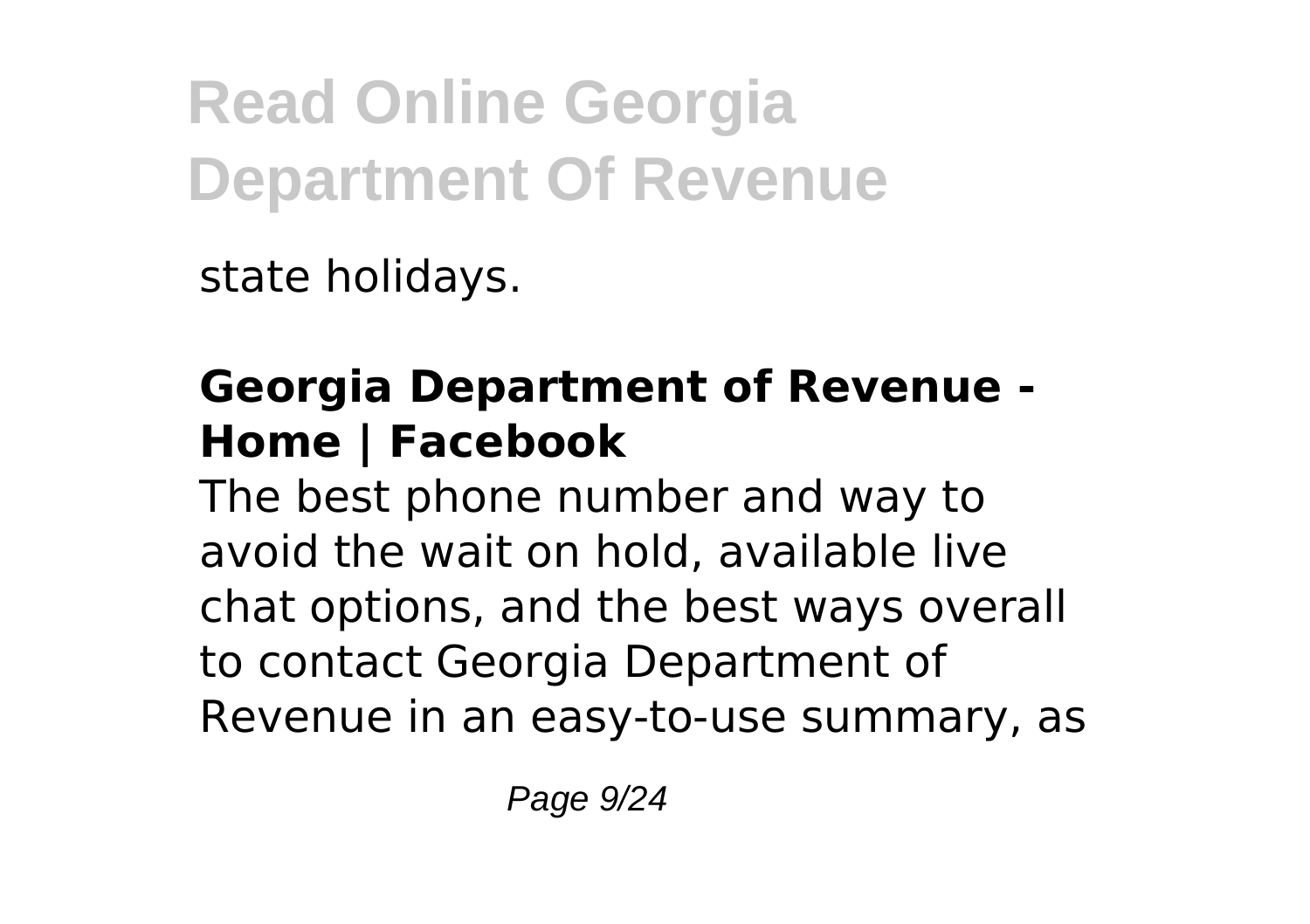state holidays.

## Georgia Department of Revenue - Home | Facebook

The best phone number and way to avoid the wait on hold, available live chat options, and the best ways overall to contact Georgia Department of Revenue in an easy-to-use summary, as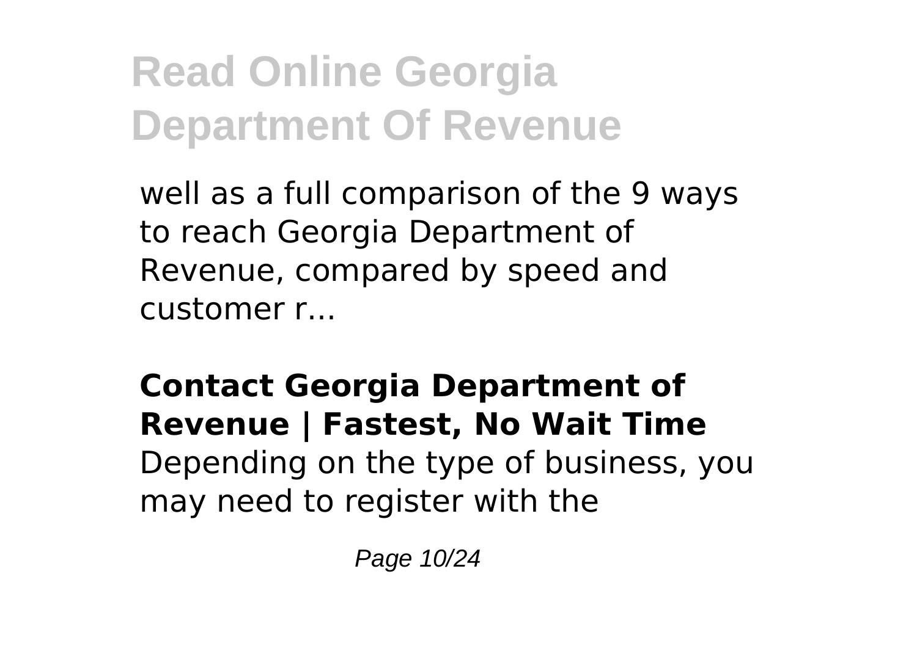well as a full comparison of the 9 ways to reach Georgia Department of Revenue, compared by speed and customer r...

**Contact Georgia Department of Revenue | Fastest, No Wait Time**

Depending on the type of business, you may need to register with the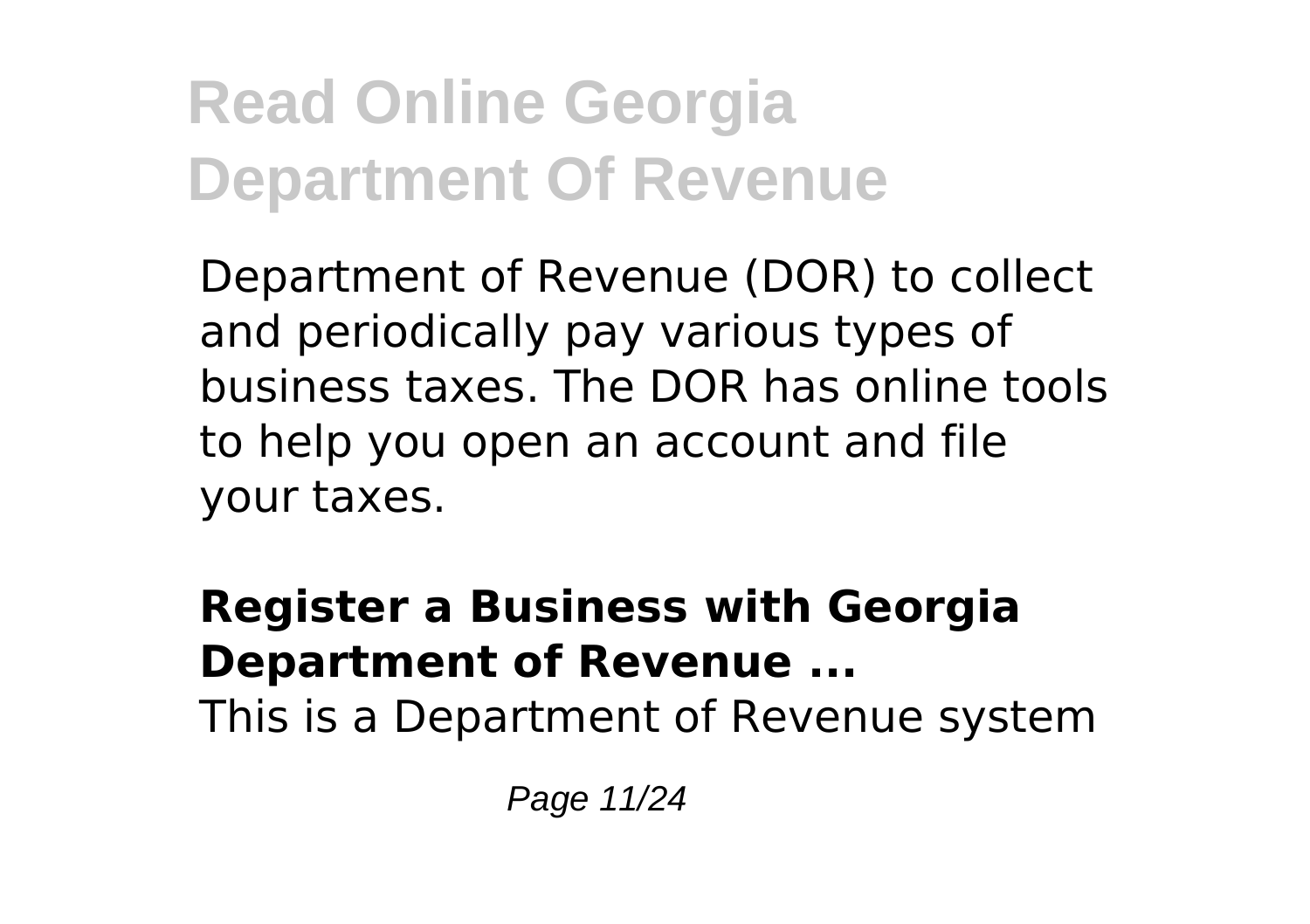Department of Revenue (DOR) to collect and periodically pay various types of business taxes. The DOR has online tools to help you open an account and file your taxes.

**Register a Business with Georgia Department of Revenue ...**

This is a Department of Revenue system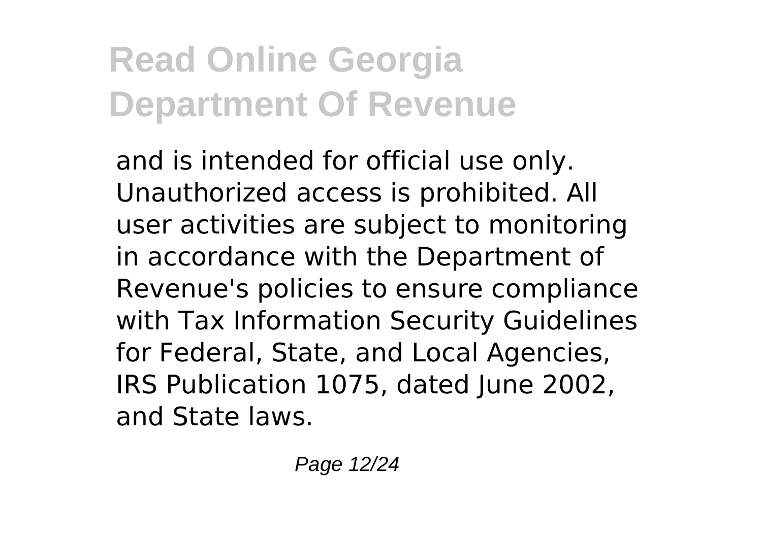and is intended for official use only. Unauthorized access is prohibited. All user activities are subject to monitoring in accordance with the Department of Revenue's policies to ensure compliance with Tax Information Security Guidelines for Federal, State, and Local Agencies, IRS Publication 1075, dated June 2002, and State laws.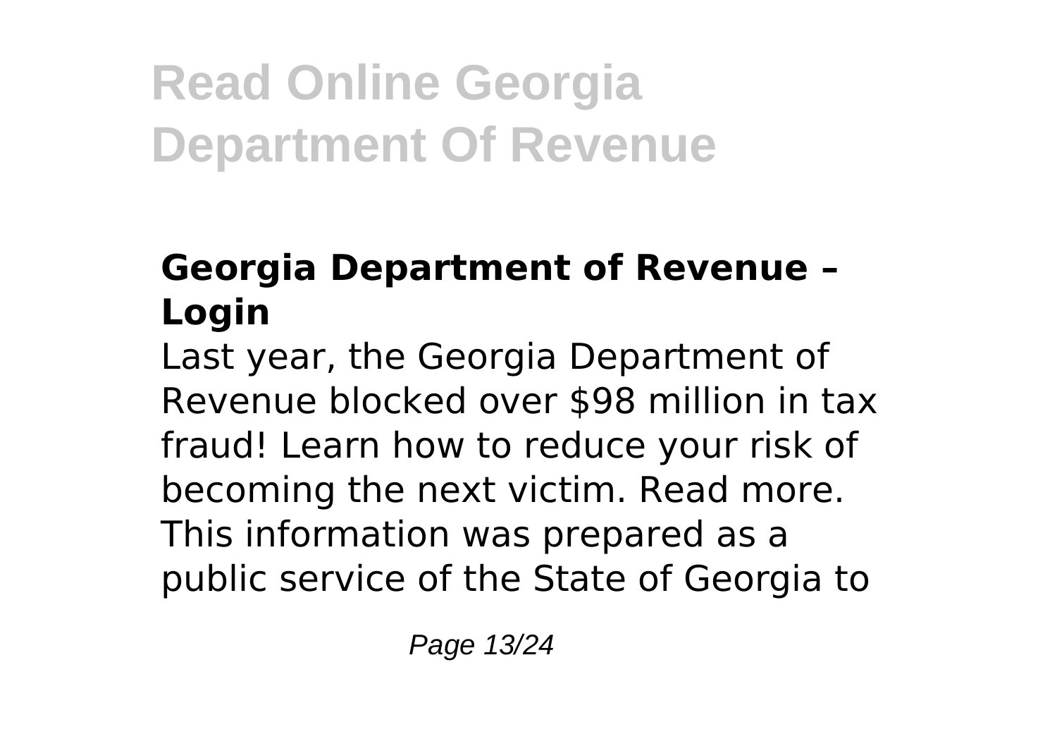### Georgia Department of Revenue – Login

Last year, the Georgia Department of Revenue blocked over $98 million in tax fraud! Learn how to reduce your risk of becoming the next victim. Read more. This information was prepared as a public service of the State of Georgia to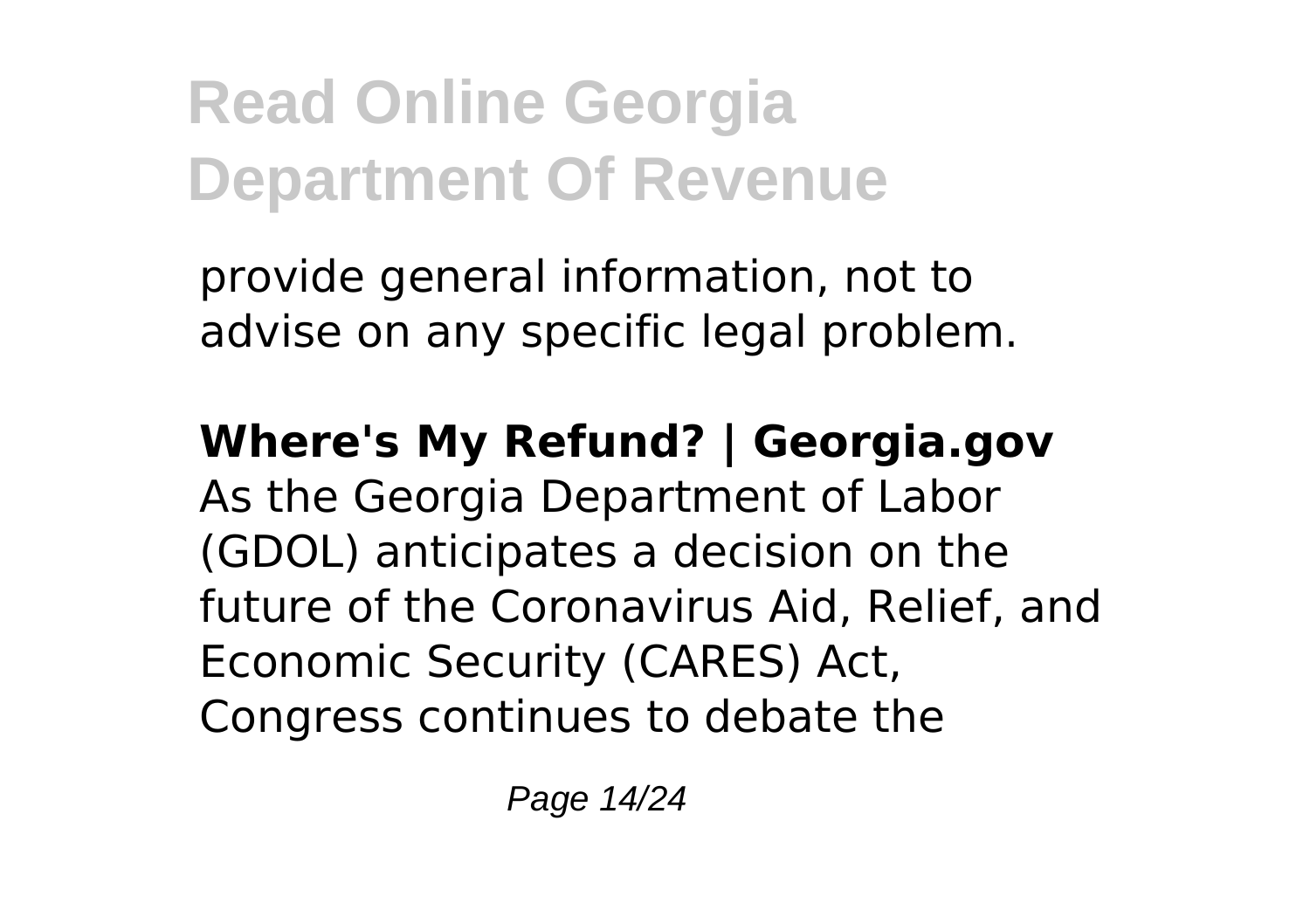provide general information, not to advise on any specific legal problem.

**Where's My Refund? | Georgia.gov**

As the Georgia Department of Labor (GDOL) anticipates a decision on the future of the Coronavirus Aid, Relief, and Economic Security (CARES) Act, Congress continues to debate the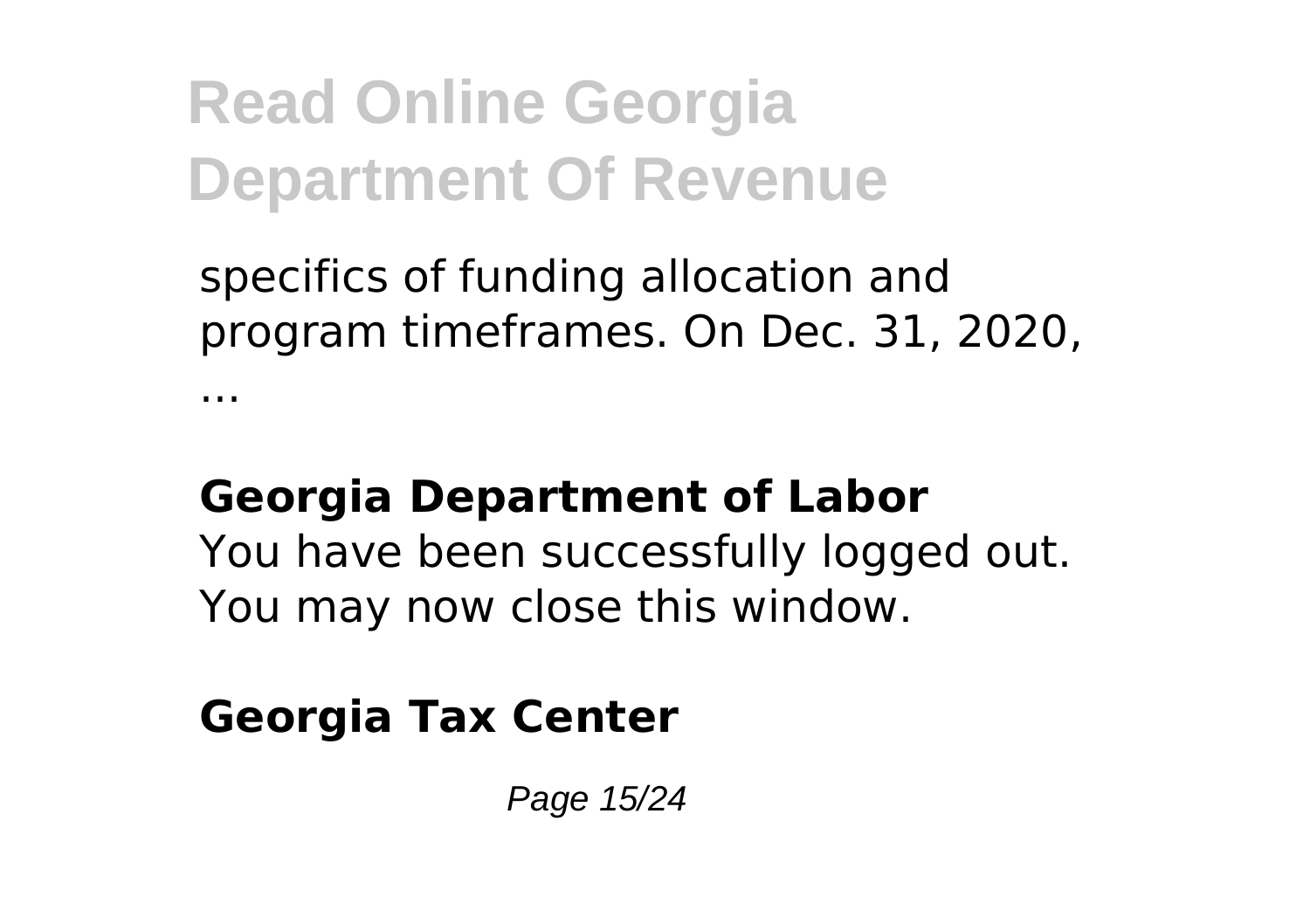specifics of funding allocation and program timeframes. On Dec. 31, 2020, ...

**Georgia Department of Labor**

You have been successfully logged out. You may now close this window.

**Georgia Tax Center**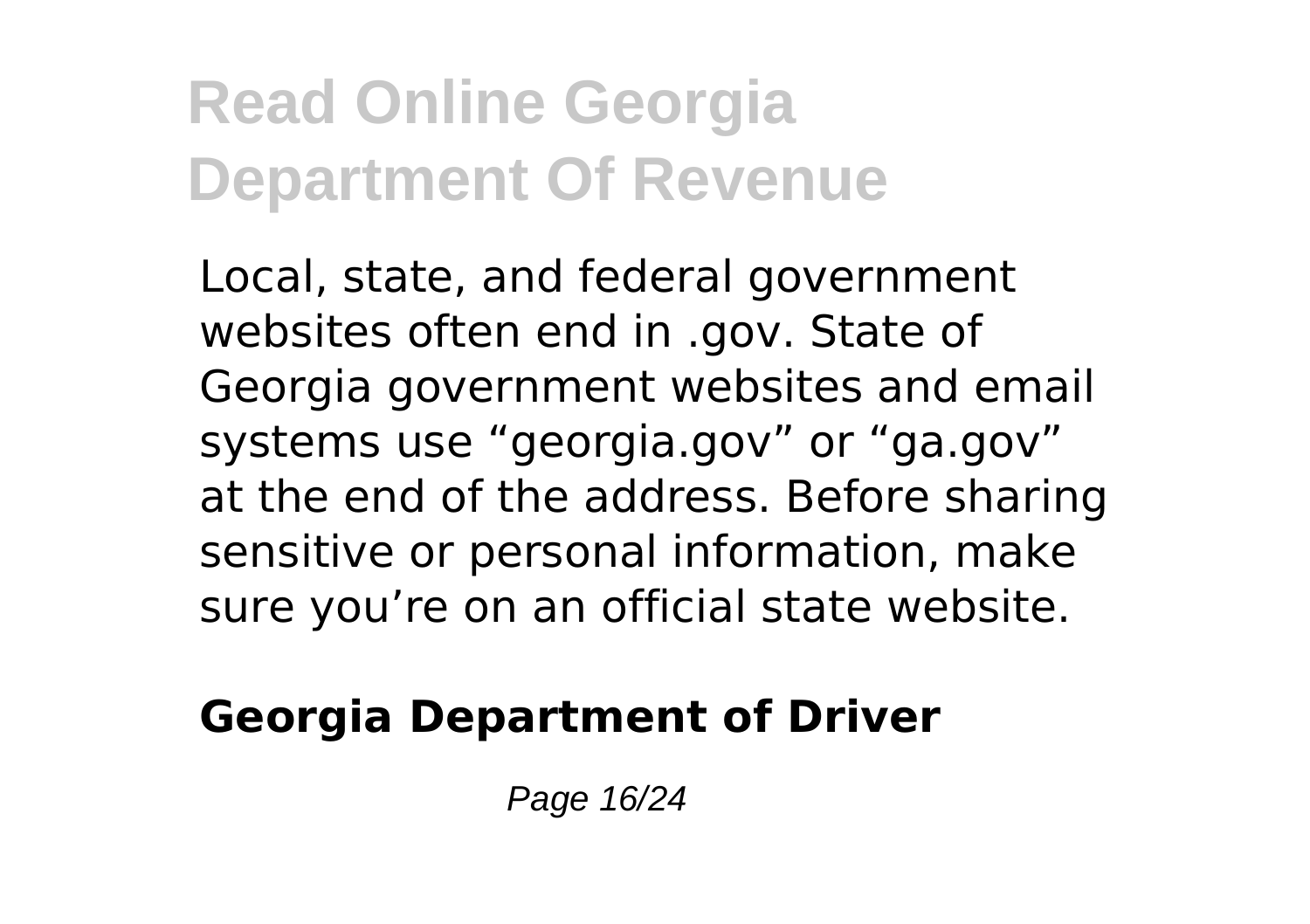Local, state, and federal government websites often end in .gov. State of Georgia government websites and email systems use “georgia.gov” or “ga.gov” at the end of the address. Before sharing sensitive or personal information, make sure you’re on an official state website.

**Georgia Department of Driver**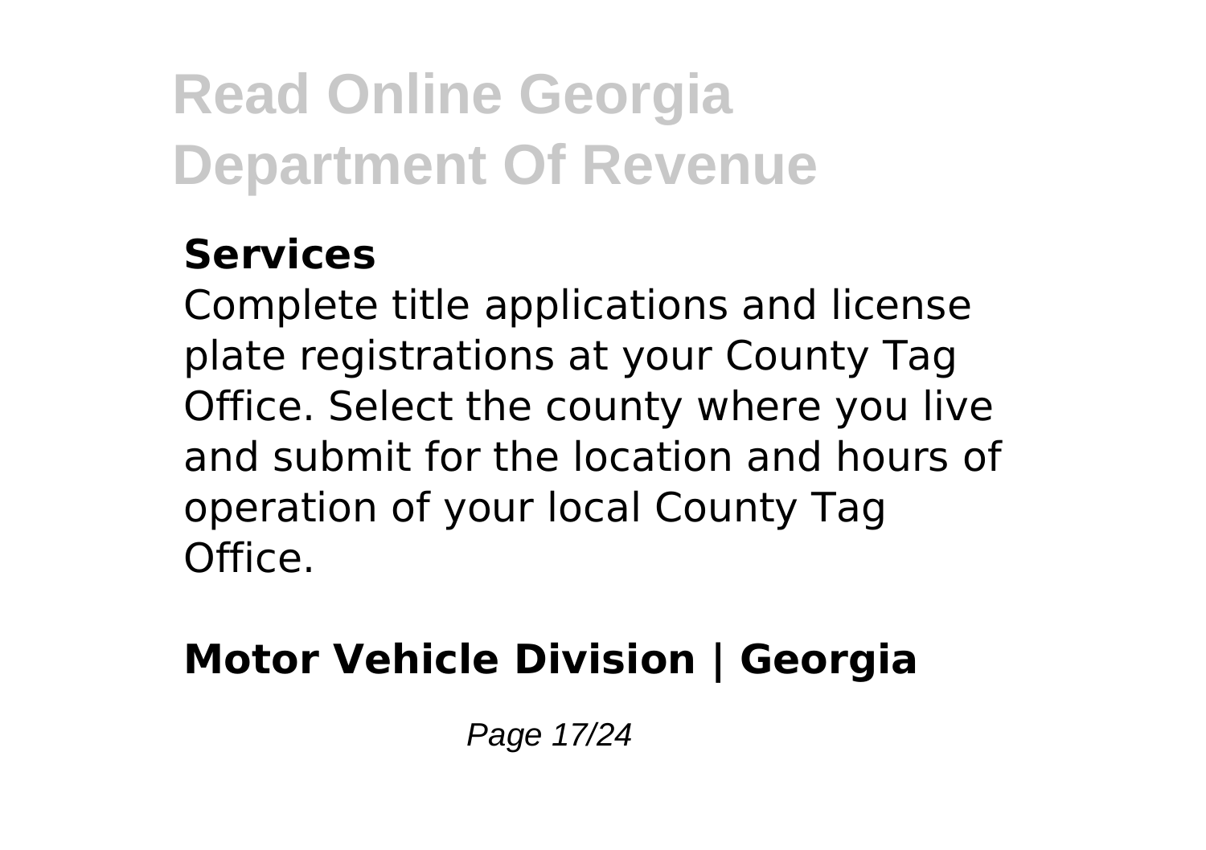**Services**

Complete title applications and license plate registrations at your County Tag Office. Select the county where you live and submit for the location and hours of operation of your local County Tag Office.

## **Motor Vehicle Division | Georgia**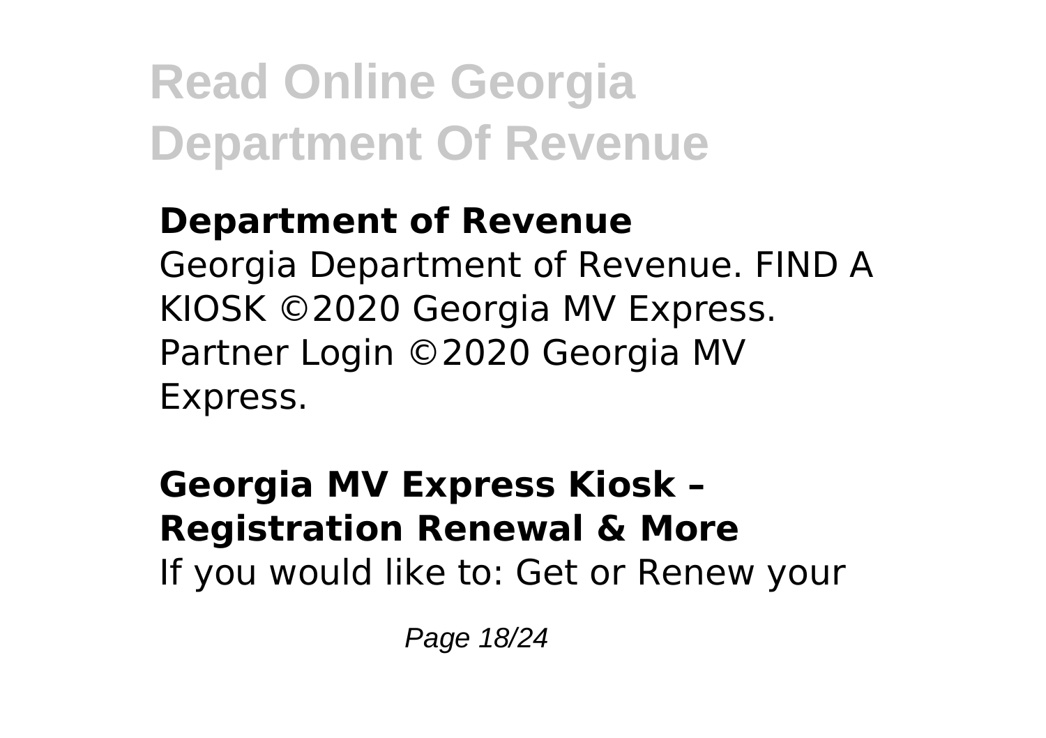**Department of Revenue**

Georgia Department of Revenue. FIND A KIOSK ©2020 Georgia MV Express. Partner Login ©2020 Georgia MV Express.

**Georgia MV Express Kiosk – Registration Renewal & More**

If you would like to: Get or Renew your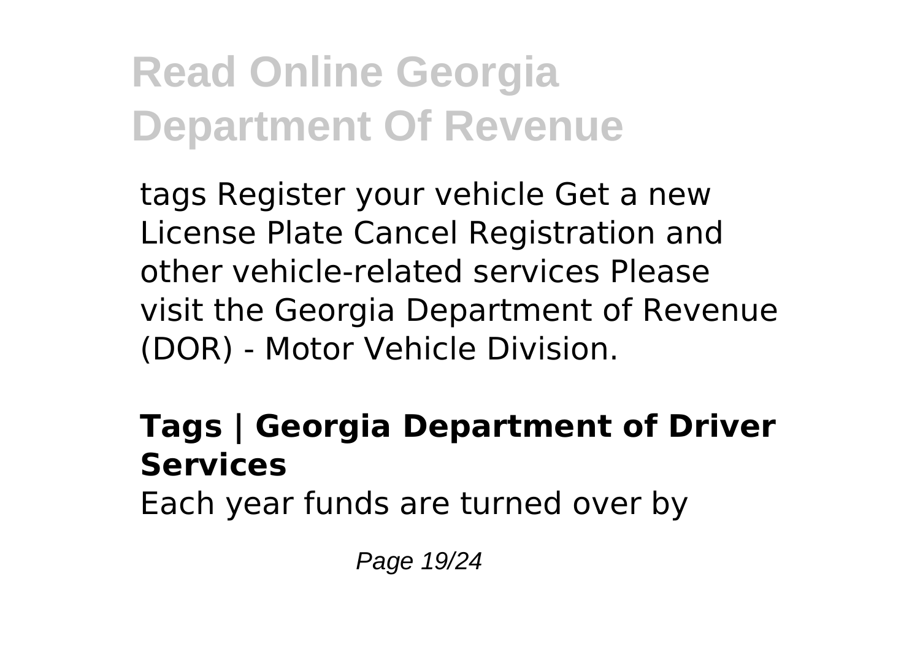tags Register your vehicle Get a new License Plate Cancel Registration and other vehicle-related services Please visit the Georgia Department of Revenue (DOR) - Motor Vehicle Division.

## Tags | Georgia Department of Driver Services

Each year funds are turned over by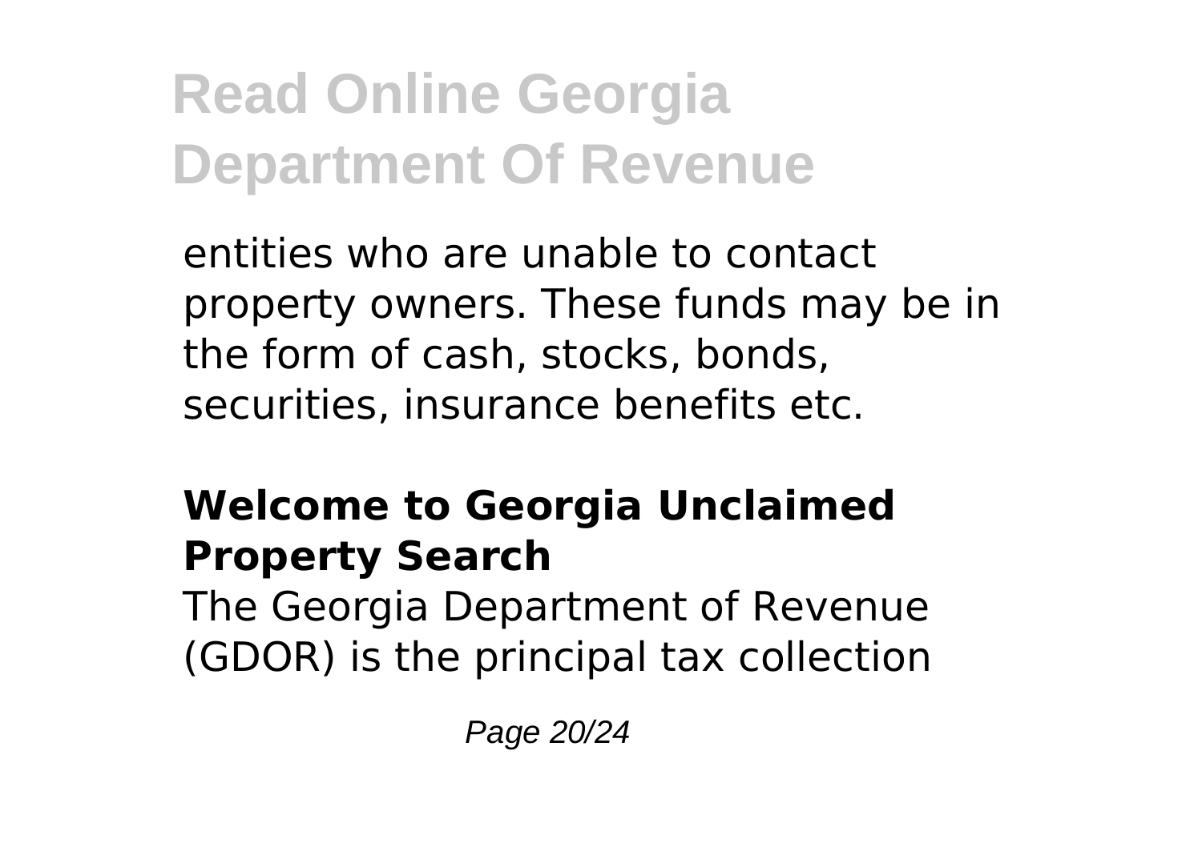entities who are unable to contact property owners. These funds may be in the form of cash, stocks, bonds, securities, insurance benefits etc.

### Welcome to Georgia Unclaimed Property Search

The Georgia Department of Revenue (GDOR) is the principal tax collection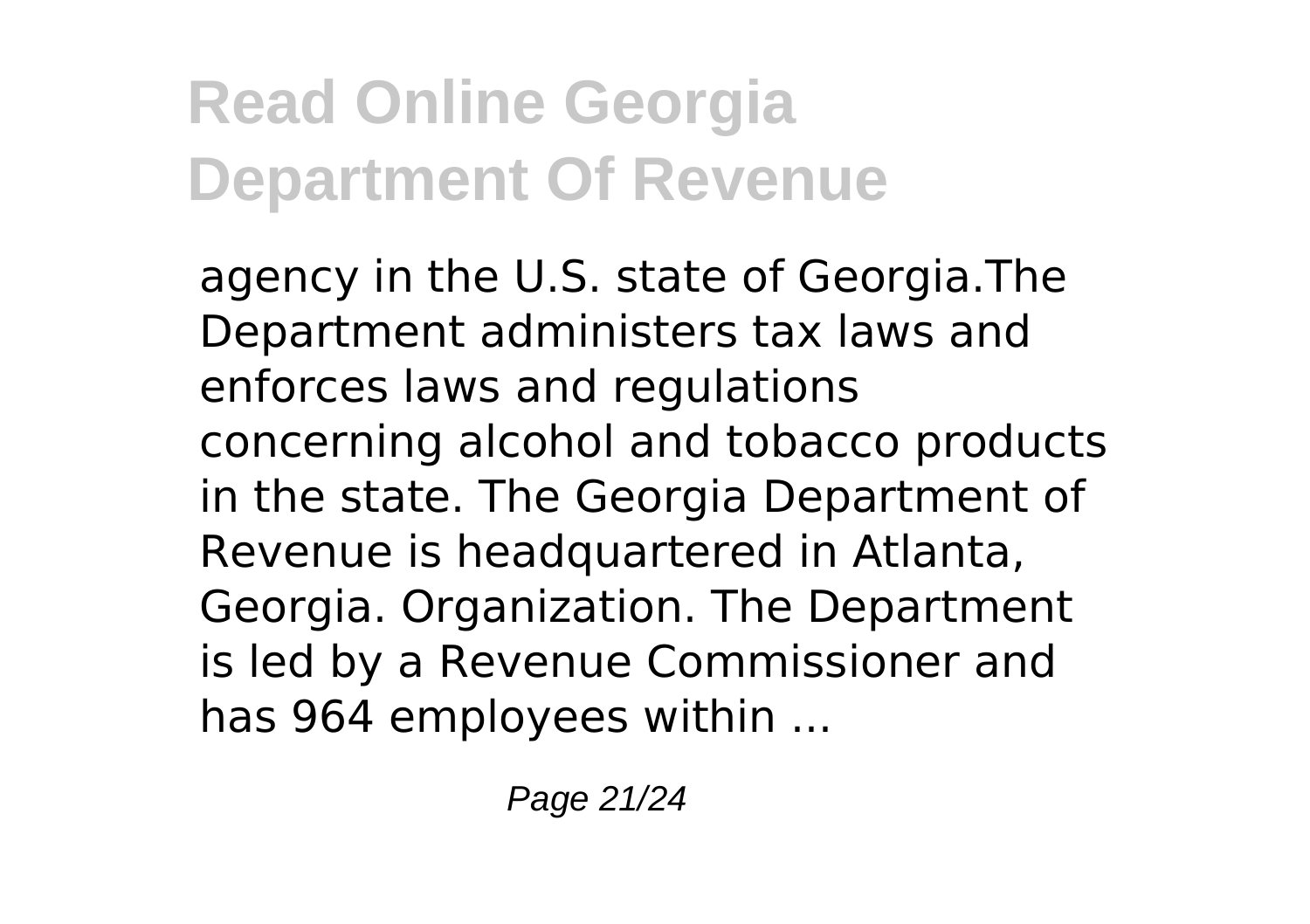agency in the U.S. state of Georgia.The Department administers tax laws and enforces laws and regulations concerning alcohol and tobacco products in the state. The Georgia Department of Revenue is headquartered in Atlanta, Georgia. Organization. The Department is led by a Revenue Commissioner and has 964 employees within ...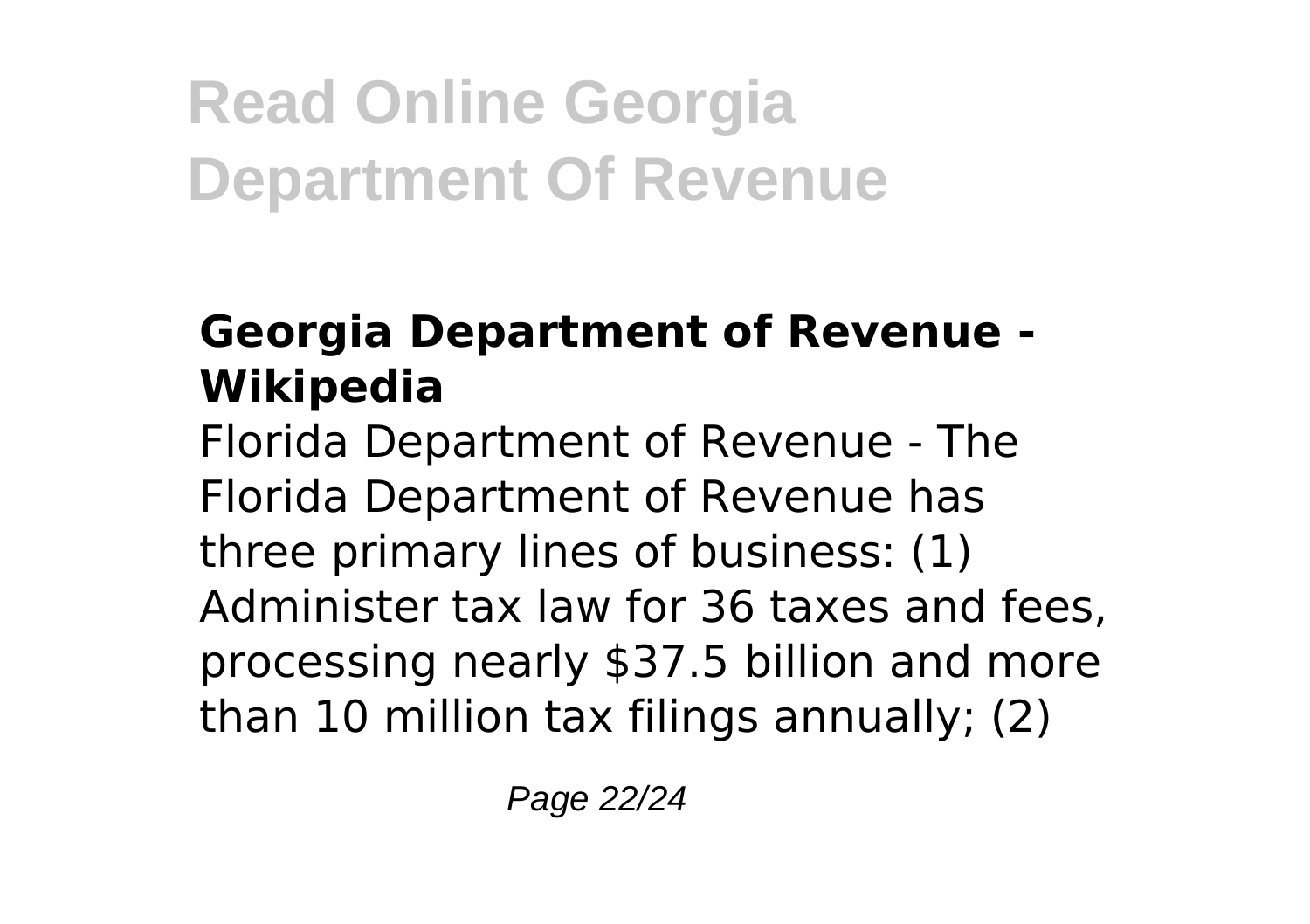### Georgia Department of Revenue - Wikipedia

Florida Department of Revenue - The Florida Department of Revenue has three primary lines of business: (1) Administer tax law for 36 taxes and fees, processing nearly $37.5 billion and more than 10 million tax filings annually; (2)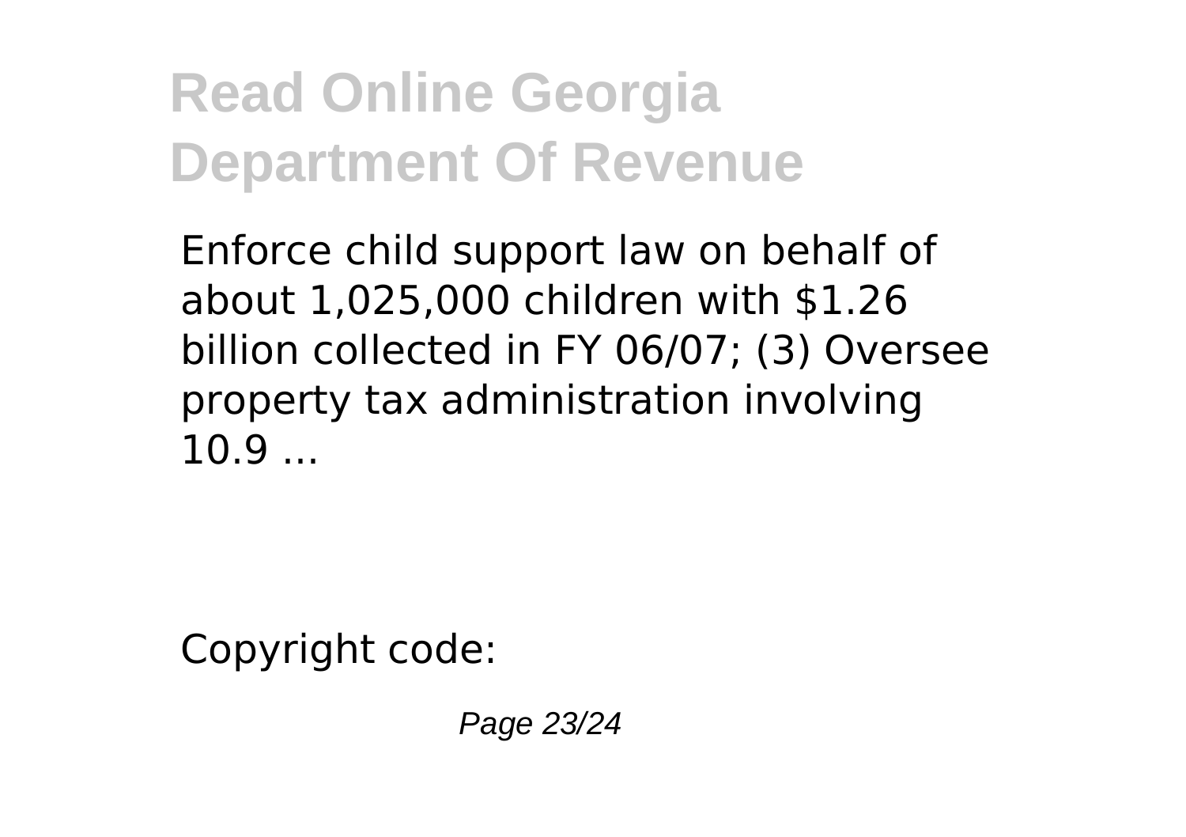Enforce child support law on behalf of about 1,025,000 children with $1.26 billion collected in FY 06/07; (3) Oversee property tax administration involving 10.9 ...

Copyright code: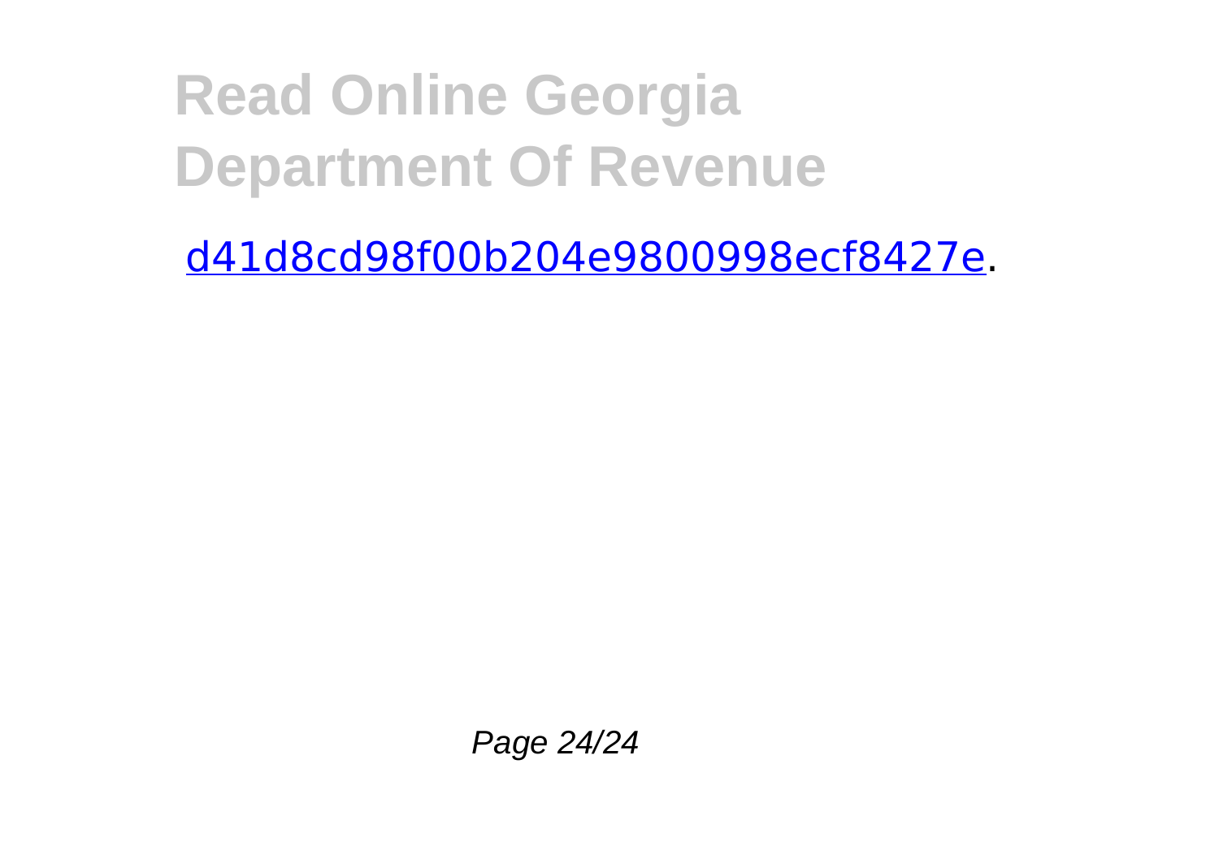d41d8cd98f00b204e9800998ecf8427e.